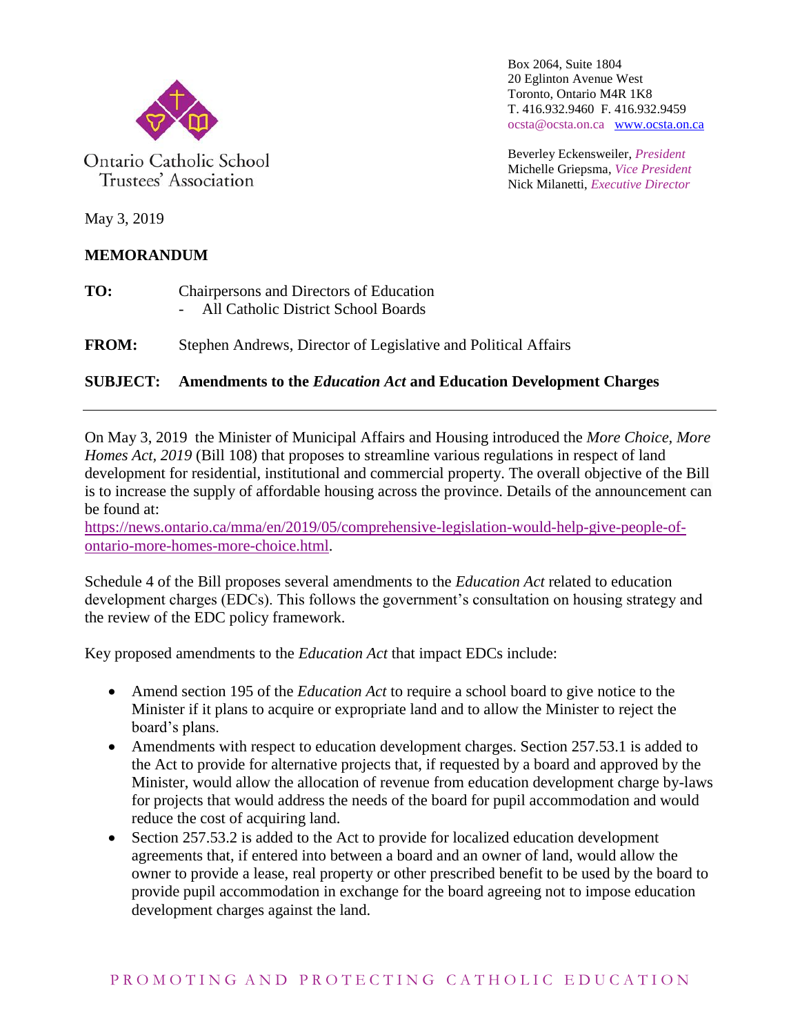Ontario Catholic School Trustees' Association

Box 2064, Suite 1804
20 Eglinton Avenue West
Toronto, Ontario M4R 1K8
T. 416.932.9460 F. 416.932.9459
ocsta@ocsta.on.ca www.ocsta.on.ca

Beverley Eckensweiler, *President*
Michelle Griepsma, *Vice President*
Nick Milanetti, *Executive Director*

May 3, 2019

**MEMORANDUM**

**TO:** Chairpersons and Directors of Education
- All Catholic District School Boards

**FROM:** Stephen Andrews, Director of Legislative and Political Affairs

**SUBJECT: Amendments to the *Education Act* and Education Development Charges**

---

On May 3, 2019 the Minister of Municipal Affairs and Housing introduced the *More Choice, More Homes Act, 2019* (Bill 108) that proposes to streamline various regulations in respect of land development for residential, institutional and commercial property. The overall objective of the Bill is to increase the supply of affordable housing across the province. Details of the announcement can be found at:
https://news.ontario.ca/mma/en/2019/05/comprehensive-legislation-would-help-give-people-of-ontario-more-homes-more-choice.html.

Schedule 4 of the Bill proposes several amendments to the *Education Act* related to education development charges (EDCs). This follows the government's consultation on housing strategy and the review of the EDC policy framework.

Key proposed amendments to the *Education Act* that impact EDCs include:

- Amend section 195 of the *Education Act* to require a school board to give notice to the Minister if it plans to acquire or expropriate land and to allow the Minister to reject the board's plans.
- Amendments with respect to education development charges. Section 257.53.1 is added to the Act to provide for alternative projects that, if requested by a board and approved by the Minister, would allow the allocation of revenue from education development charge by-laws for projects that would address the needs of the board for pupil accommodation and would reduce the cost of acquiring land.
- Section 257.53.2 is added to the Act to provide for localized education development agreements that, if entered into between a board and an owner of land, would allow the owner to provide a lease, real property or other prescribed benefit to be used by the board to provide pupil accommodation in exchange for the board agreeing not to impose education development charges against the land.

PROMOTING AND PROTECTING CATHOLIC EDUCATION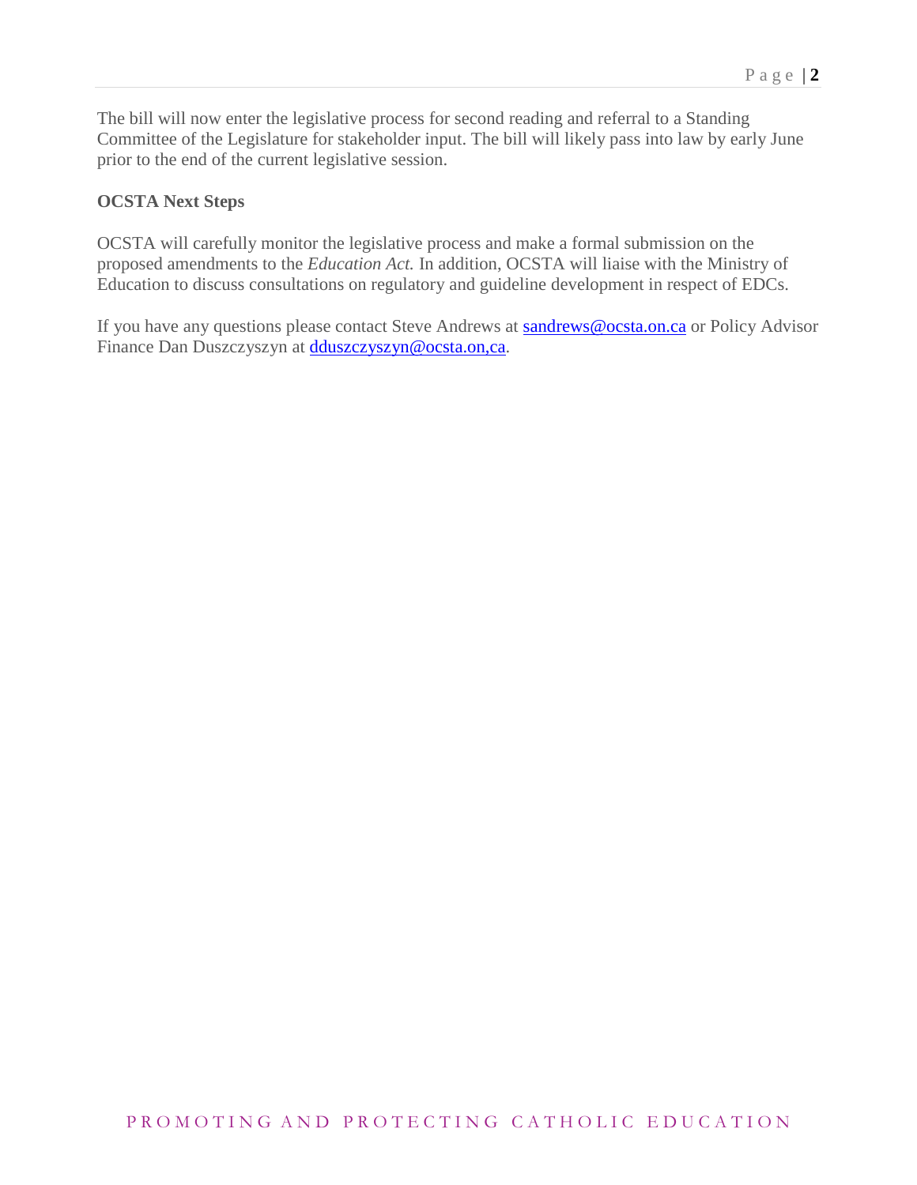The bill will now enter the legislative process for second reading and referral to a Standing Committee of the Legislature for stakeholder input. The bill will likely pass into law by early June prior to the end of the current legislative session.

**OCSTA Next Steps**

OCSTA will carefully monitor the legislative process and make a formal submission on the proposed amendments to the *Education Act.* In addition, OCSTA will liaise with the Ministry of Education to discuss consultations on regulatory and guideline development in respect of EDCs.

If you have any questions please contact Steve Andrews at sandrews@ocsta.on.ca or Policy Advisor Finance Dan Duszczyszyn at dduszczyszyn@ocsta.on,ca.